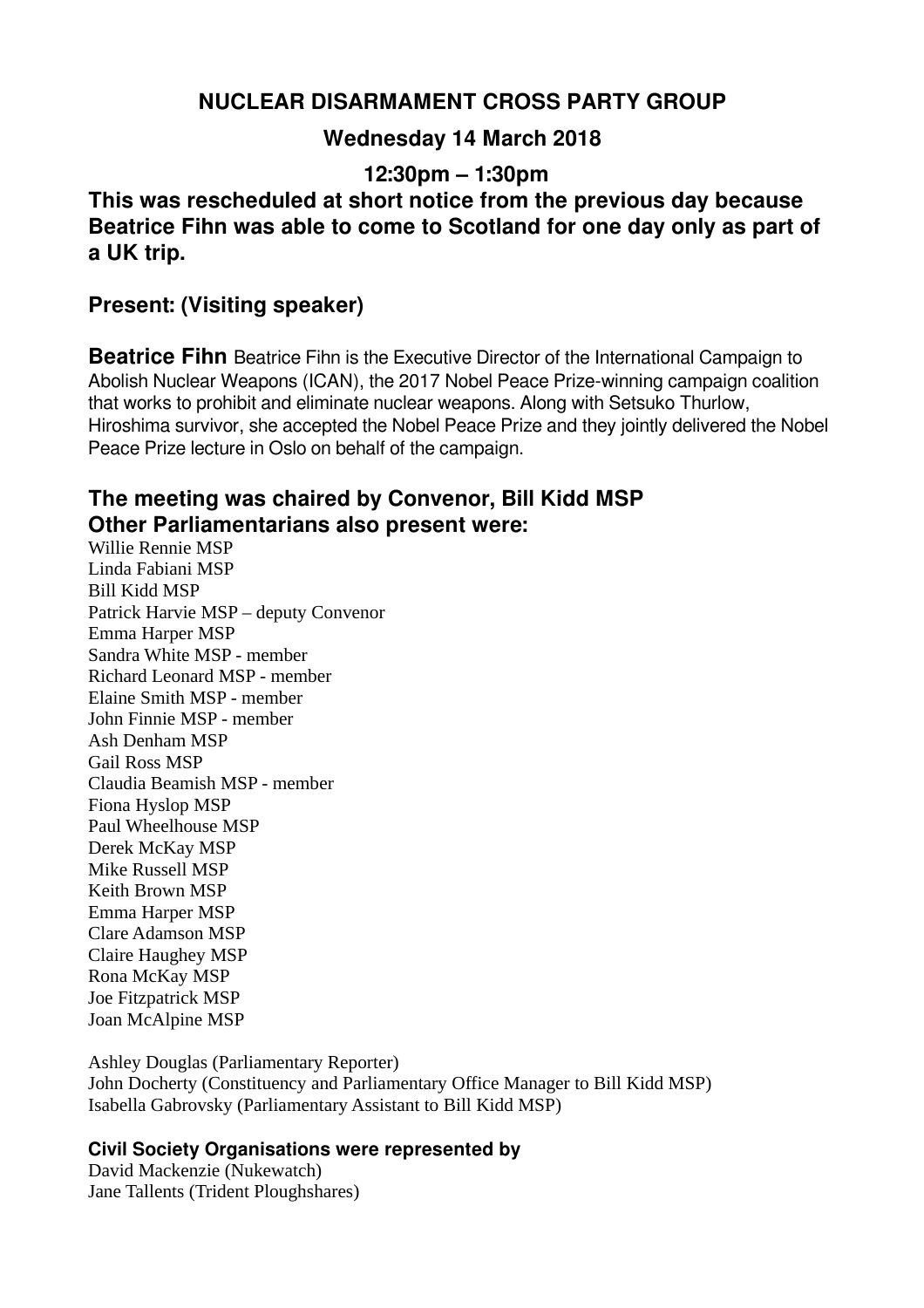# NUCLEAR DISARMAMENT CROSS PARTY GROUP

## Wednesday 14 March 2018

## 12:30pm – 1:30pm

**This was rescheduled at short notice from the previous day because Beatrice Fihn was able to come to Scotland for one day only as part of a UK trip.**

## Present: (Visiting speaker)

**Beatrice Fihn** Beatrice Fihn is the Executive Director of the International Campaign to Abolish Nuclear Weapons (ICAN), the 2017 Nobel Peace Prize-winning campaign coalition that works to prohibit and eliminate nuclear weapons. Along with Setsuko Thurlow, Hiroshima survivor, she accepted the Nobel Peace Prize and they jointly delivered the Nobel Peace Prize lecture in Oslo on behalf of the campaign.

## The meeting was chaired by Convenor, Bill Kidd MSP
## Other Parliamentarians also present were:

Willie Rennie MSP
Linda Fabiani MSP
Bill Kidd MSP
Patrick Harvie MSP – deputy Convenor
Emma Harper MSP
Sandra White MSP - member
Richard Leonard MSP - member
Elaine Smith MSP - member
John Finnie MSP - member
Ash Denham MSP
Gail Ross MSP
Claudia Beamish MSP - member
Fiona Hyslop MSP
Paul Wheelhouse MSP
Derek McKay MSP
Mike Russell MSP
Keith Brown MSP
Emma Harper MSP
Clare Adamson MSP
Claire Haughey MSP
Rona McKay MSP
Joe Fitzpatrick MSP
Joan McAlpine MSP

Ashley Douglas (Parliamentary Reporter)
John Docherty (Constituency and Parliamentary Office Manager to Bill Kidd MSP)
Isabella Gabrovsky (Parliamentary Assistant to Bill Kidd MSP)

**Civil Society Organisations were represented by**

David Mackenzie (Nukewatch)
Jane Tallents (Trident Ploughshares)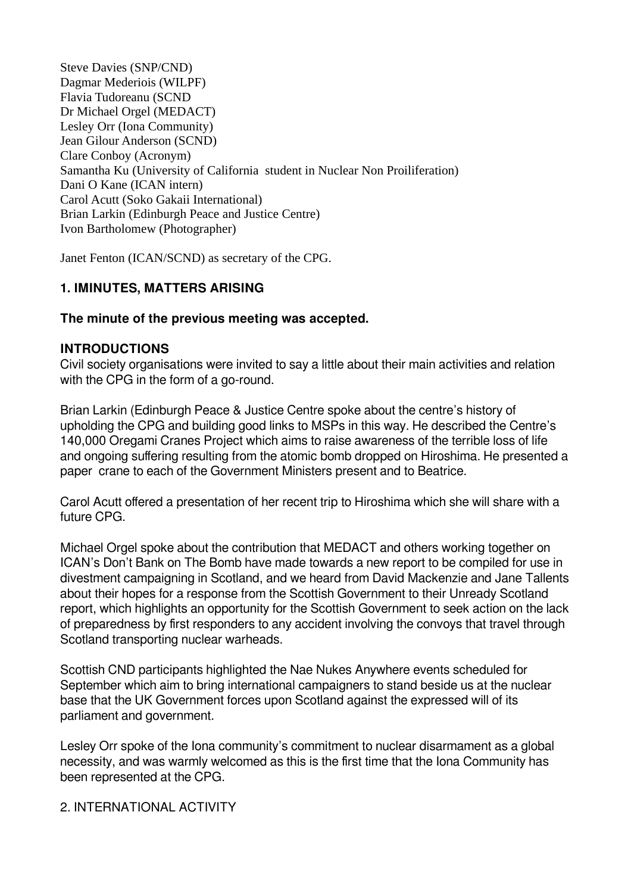Steve Davies (SNP/CND)
Dagmar Mederiois (WILPF)
Flavia Tudoreanu (SCND
Dr Michael Orgel (MEDACT)
Lesley Orr (Iona Community)
Jean Gilour Anderson (SCND)
Clare Conboy (Acronym)
Samantha Ku (University of California student in Nuclear Non Proiliferation)
Dani O Kane (ICAN intern)
Carol Acutt (Soko Gakaii International)
Brian Larkin (Edinburgh Peace and Justice Centre)
Ivon Bartholomew (Photographer)

Janet Fenton (ICAN/SCND) as secretary of the CPG.

### 1. IMINUTES, MATTERS ARISING

**The minute of the previous meeting was accepted.**

### INTRODUCTIONS

Civil society organisations were invited to say a little about their main activities and relation with the CPG in the form of a go-round.

Brian Larkin (Edinburgh Peace & Justice Centre spoke about the centre's history of upholding the CPG and building good links to MSPs in this way. He described the Centre's 140,000 Oregami Cranes Project which aims to raise awareness of the terrible loss of life and ongoing suffering resulting from the atomic bomb dropped on Hiroshima. He presented a paper crane to each of the Government Ministers present and to Beatrice.

Carol Acutt offered a presentation of her recent trip to Hiroshima which she will share with a future CPG.

Michael Orgel spoke about the contribution that MEDACT and others working together on ICAN's Don't Bank on The Bomb have made towards a new report to be compiled for use in divestment campaigning in Scotland, and we heard from David Mackenzie and Jane Tallents about their hopes for a response from the Scottish Government to their Unready Scotland report, which highlights an opportunity for the Scottish Government to seek action on the lack of preparedness by first responders to any accident involving the convoys that travel through Scotland transporting nuclear warheads.

Scottish CND participants highlighted the Nae Nukes Anywhere events scheduled for September which aim to bring international campaigners to stand beside us at the nuclear base that the UK Government forces upon Scotland against the expressed will of its parliament and government.

Lesley Orr spoke of the Iona community's commitment to nuclear disarmament as a global necessity, and was warmly welcomed as this is the first time that the Iona Community has been represented at the CPG.

2. INTERNATIONAL ACTIVITY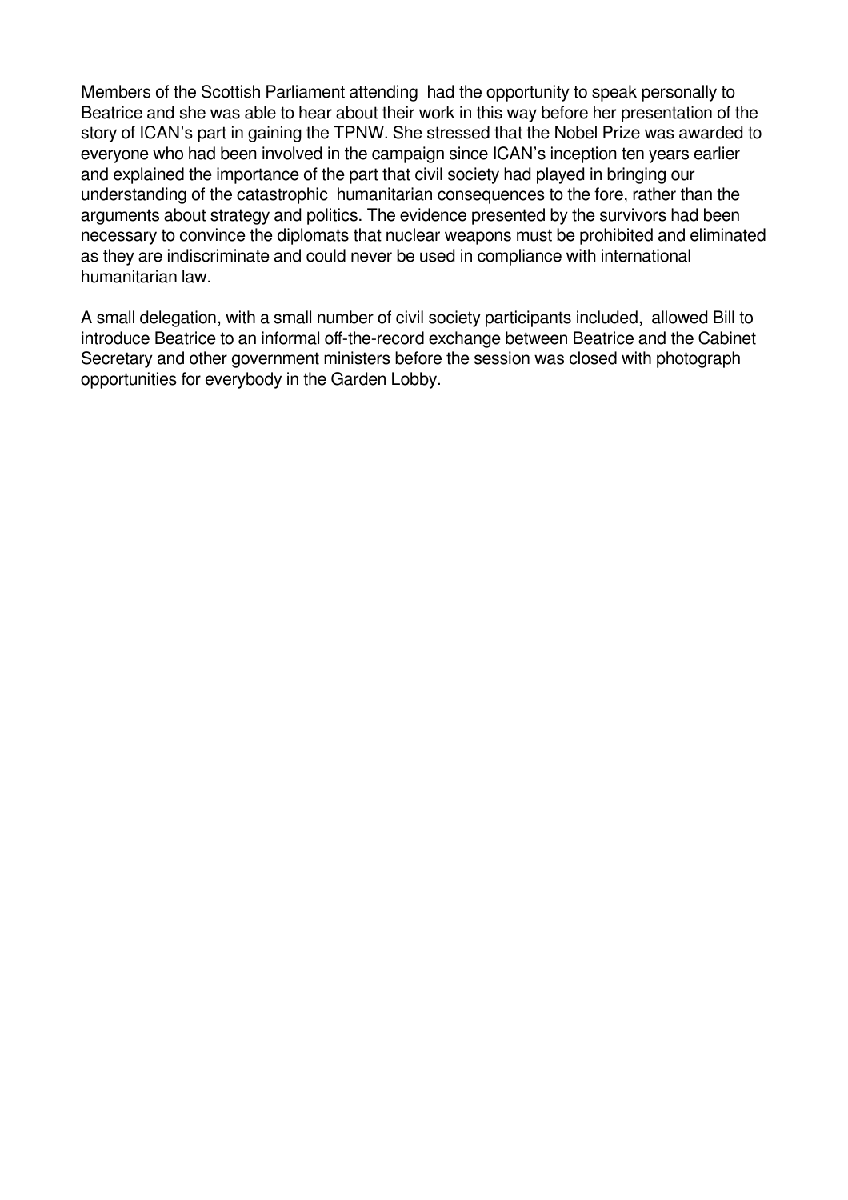Members of the Scottish Parliament attending had the opportunity to speak personally to Beatrice and she was able to hear about their work in this way before her presentation of the story of ICAN's part in gaining the TPNW. She stressed that the Nobel Prize was awarded to everyone who had been involved in the campaign since ICAN's inception ten years earlier and explained the importance of the part that civil society had played in bringing our understanding of the catastrophic humanitarian consequences to the fore, rather than the arguments about strategy and politics. The evidence presented by the survivors had been necessary to convince the diplomats that nuclear weapons must be prohibited and eliminated as they are indiscriminate and could never be used in compliance with international humanitarian law.

A small delegation, with a small number of civil society participants included, allowed Bill to introduce Beatrice to an informal off-the-record exchange between Beatrice and the Cabinet Secretary and other government ministers before the session was closed with photograph opportunities for everybody in the Garden Lobby.